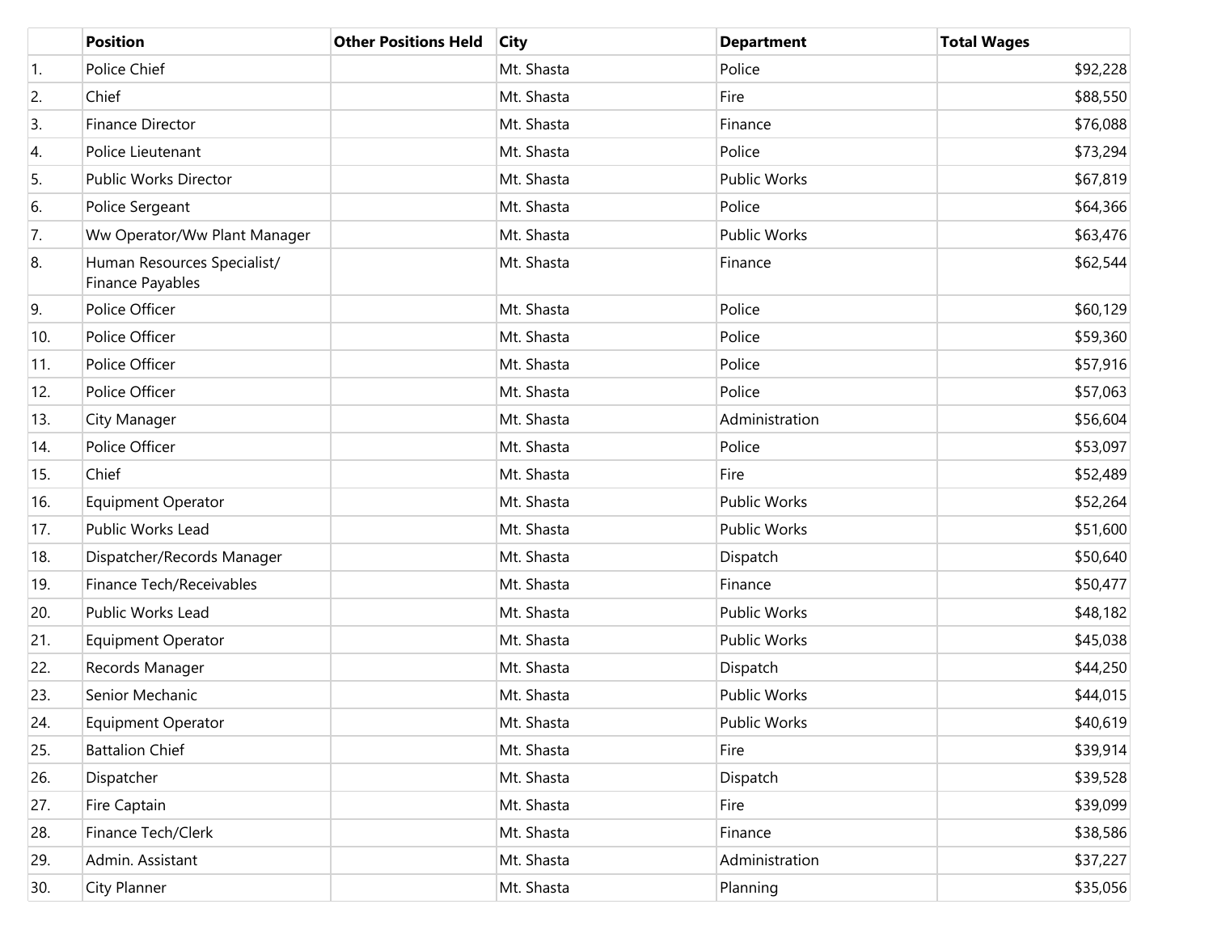| | Position | Other Positions Held | City | Department | Total Wages |
|---|---|---|---|---|---|
| 1. | Police Chief | | Mt. Shasta | Police | $92,228 |
| 2. | Chief | | Mt. Shasta | Fire | $88,550 |
| 3. | Finance Director | | Mt. Shasta | Finance | $76,088 |
| 4. | Police Lieutenant | | Mt. Shasta | Police | $73,294 |
| 5. | Public Works Director | | Mt. Shasta | Public Works | $67,819 |
| 6. | Police Sergeant | | Mt. Shasta | Police | $64,366 |
| 7. | Ww Operator/Ww Plant Manager | | Mt. Shasta | Public Works | $63,476 |
| 8. | Human Resources Specialist/ Finance Payables | | Mt. Shasta | Finance | $62,544 |
| 9. | Police Officer | | Mt. Shasta | Police | $60,129 |
| 10. | Police Officer | | Mt. Shasta | Police | $59,360 |
| 11. | Police Officer | | Mt. Shasta | Police | $57,916 |
| 12. | Police Officer | | Mt. Shasta | Police | $57,063 |
| 13. | City Manager | | Mt. Shasta | Administration | $56,604 |
| 14. | Police Officer | | Mt. Shasta | Police | $53,097 |
| 15. | Chief | | Mt. Shasta | Fire | $52,489 |
| 16. | Equipment Operator | | Mt. Shasta | Public Works | $52,264 |
| 17. | Public Works Lead | | Mt. Shasta | Public Works | $51,600 |
| 18. | Dispatcher/Records Manager | | Mt. Shasta | Dispatch | $50,640 |
| 19. | Finance Tech/Receivables | | Mt. Shasta | Finance | $50,477 |
| 20. | Public Works Lead | | Mt. Shasta | Public Works | $48,182 |
| 21. | Equipment Operator | | Mt. Shasta | Public Works | $45,038 |
| 22. | Records Manager | | Mt. Shasta | Dispatch | $44,250 |
| 23. | Senior Mechanic | | Mt. Shasta | Public Works | $44,015 |
| 24. | Equipment Operator | | Mt. Shasta | Public Works | $40,619 |
| 25. | Battalion Chief | | Mt. Shasta | Fire | $39,914 |
| 26. | Dispatcher | | Mt. Shasta | Dispatch | $39,528 |
| 27. | Fire Captain | | Mt. Shasta | Fire | $39,099 |
| 28. | Finance Tech/Clerk | | Mt. Shasta | Finance | $38,586 |
| 29. | Admin. Assistant | | Mt. Shasta | Administration | $37,227 |
| 30. | City Planner | | Mt. Shasta | Planning | $35,056 |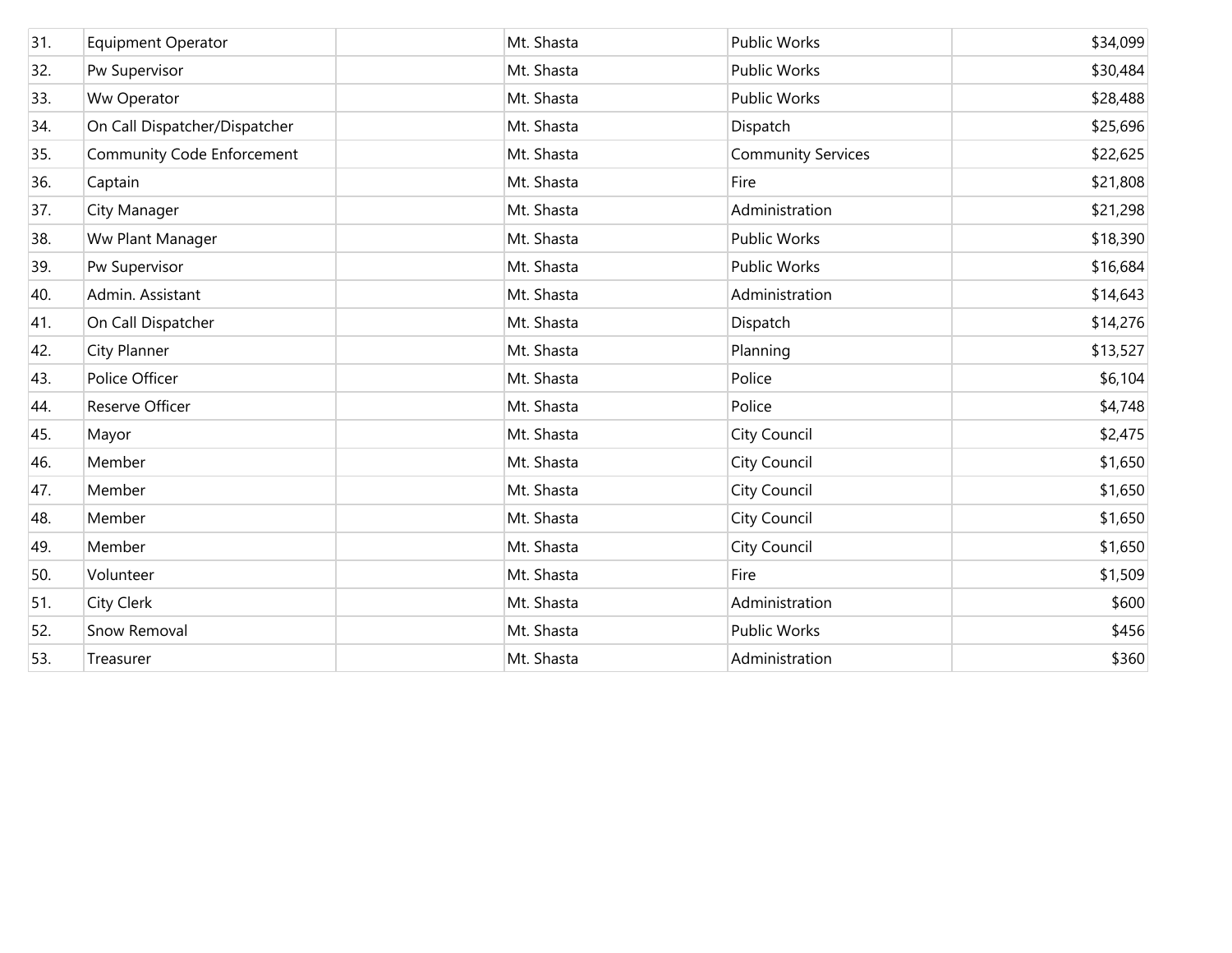| | | | | | |
|---|---|---|---|---|---|
| 31. | Equipment Operator | | Mt. Shasta | Public Works | $34,099 |
| 32. | Pw Supervisor | | Mt. Shasta | Public Works | $30,484 |
| 33. | Ww Operator | | Mt. Shasta | Public Works | $28,488 |
| 34. | On Call Dispatcher/Dispatcher | | Mt. Shasta | Dispatch | $25,696 |
| 35. | Community Code Enforcement | | Mt. Shasta | Community Services | $22,625 |
| 36. | Captain | | Mt. Shasta | Fire | $21,808 |
| 37. | City Manager | | Mt. Shasta | Administration | $21,298 |
| 38. | Ww Plant Manager | | Mt. Shasta | Public Works | $18,390 |
| 39. | Pw Supervisor | | Mt. Shasta | Public Works | $16,684 |
| 40. | Admin. Assistant | | Mt. Shasta | Administration | $14,643 |
| 41. | On Call Dispatcher | | Mt. Shasta | Dispatch | $14,276 |
| 42. | City Planner | | Mt. Shasta | Planning | $13,527 |
| 43. | Police Officer | | Mt. Shasta | Police | $6,104 |
| 44. | Reserve Officer | | Mt. Shasta | Police | $4,748 |
| 45. | Mayor | | Mt. Shasta | City Council | $2,475 |
| 46. | Member | | Mt. Shasta | City Council | $1,650 |
| 47. | Member | | Mt. Shasta | City Council | $1,650 |
| 48. | Member | | Mt. Shasta | City Council | $1,650 |
| 49. | Member | | Mt. Shasta | City Council | $1,650 |
| 50. | Volunteer | | Mt. Shasta | Fire | $1,509 |
| 51. | City Clerk | | Mt. Shasta | Administration | $600 |
| 52. | Snow Removal | | Mt. Shasta | Public Works | $456 |
| 53. | Treasurer | | Mt. Shasta | Administration | $360 |